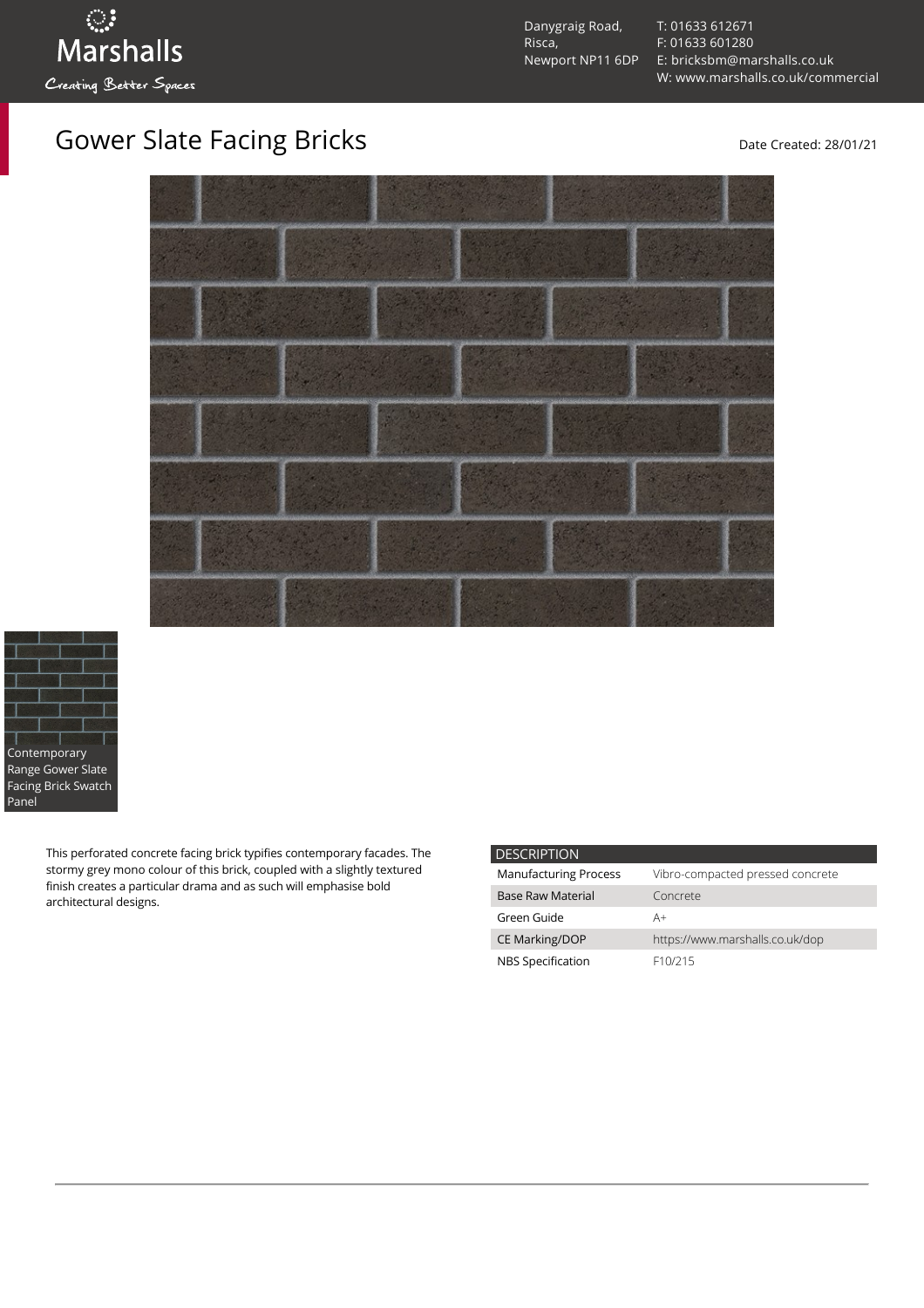Marshalls

Creating Better Spaces

Danygraig Road,
Risca,
Newport NP11 6DP

T: 01633 612671
F: 01633 601280
E: bricksbm@marshalls.co.uk
W: www.marshalls.co.uk/commercial

# Gower Slate Facing Bricks

Date Created: 28/01/21

Contemporary Range Gower Slate Facing Brick Swatch Panel

This perforated concrete facing brick typifies contemporary facades. The stormy grey mono colour of this brick, coupled with a slightly textured finish creates a particular drama and as such will emphasise bold architectural designs.

| DESCRIPTION | |
|---|---|
| Manufacturing Process | Vibro-compacted pressed concrete |
| Base Raw Material | Concrete |
| Green Guide | A+ |
| CE Marking/DOP | https://www.marshalls.co.uk/dop |
| NBS Specification | F10/215 |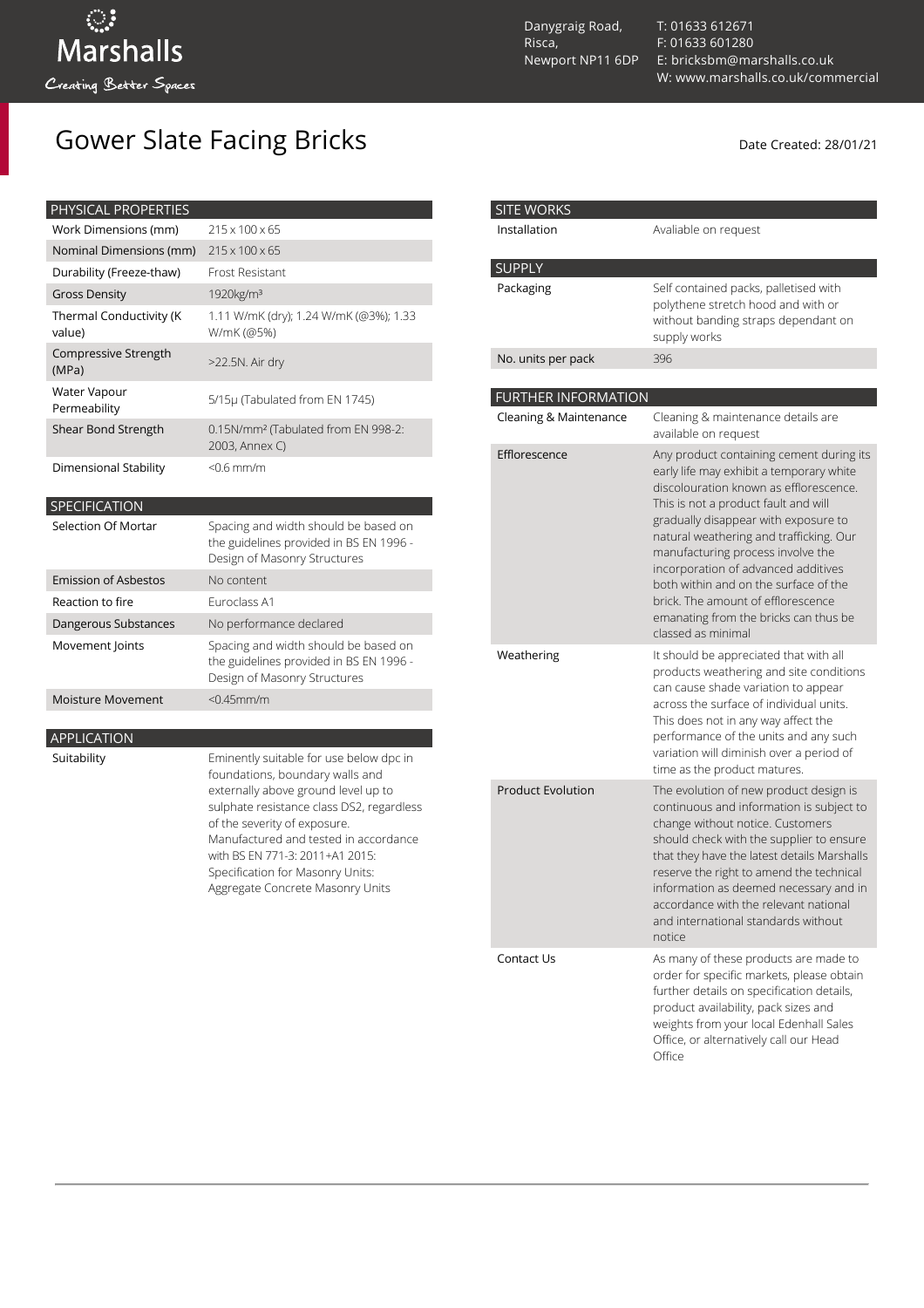Marshalls

Creating Better Spaces

Danygraig Road,
Risca,
Newport NP11 6DP

T: 01633 612671
F: 01633 601280
E: bricksbm@marshalls.co.uk
W: www.marshalls.co.uk/commercial

# Gower Slate Facing Bricks

Date Created: 28/01/21

| PHYSICAL PROPERTIES | |
|---|---|
| Work Dimensions (mm) | 215 x 100 x 65 |
| Nominal Dimensions (mm) | 215 x 100 x 65 |
| Durability (Freeze-thaw) | Frost Resistant |
| Gross Density | 1920kg/m³ |
| Thermal Conductivity (K value) | 1.11 W/mK (dry); 1.24 W/mK (@3%); 1.33 W/mK (@5%) |
| Compressive Strength (MPa) | >22.5N. Air dry |
| Water Vapour Permeability | 5/15μ (Tabulated from EN 1745) |
| Shear Bond Strength | 0.15N/mm² (Tabulated from EN 998-2: 2003, Annex C) |
| Dimensional Stability | <0.6 mm/m |

| SPECIFICATION | |
|---|---|
| Selection Of Mortar | Spacing and width should be based on the guidelines provided in BS EN 1996 - Design of Masonry Structures |
| Emission of Asbestos | No content |
| Reaction to fire | Euroclass A1 |
| Dangerous Substances | No performance declared |
| Movement Joints | Spacing and width should be based on the guidelines provided in BS EN 1996 - Design of Masonry Structures |
| Moisture Movement | <0.45mm/m |

| APPLICATION | |
|---|---|
| Suitability | Eminently suitable for use below dpc in foundations, boundary walls and externally above ground level up to sulphate resistance class DS2, regardless of the severity of exposure. Manufactured and tested in accordance with BS EN 771-3: 2011+A1 2015: Specification for Masonry Units: Aggregate Concrete Masonry Units |

| SITE WORKS | |
|---|---|
| Installation | Avaliable on request |

| SUPPLY | |
|---|---|
| Packaging | Self contained packs, palletised with polythene stretch hood and with or without banding straps dependant on supply works |
| No. units per pack | 396 |

| FURTHER INFORMATION | |
|---|---|
| Cleaning & Maintenance | Cleaning & maintenance details are available on request |
| Efflorescence | Any product containing cement during its early life may exhibit a temporary white discolouration known as efflorescence. This is not a product fault and will gradually disappear with exposure to natural weathering and trafficking. Our manufacturing process involve the incorporation of advanced additives both within and on the surface of the brick. The amount of efflorescence emanating from the bricks can thus be classed as minimal |
| Weathering | It should be appreciated that with all products weathering and site conditions can cause shade variation to appear across the surface of individual units. This does not in any way affect the performance of the units and any such variation will diminish over a period of time as the product matures. |
| Product Evolution | The evolution of new product design is continuous and information is subject to change without notice. Customers should check with the supplier to ensure that they have the latest details Marshalls reserve the right to amend the technical information as deemed necessary and in accordance with the relevant national and international standards without notice |
| Contact Us | As many of these products are made to order for specific markets, please obtain further details on specification details, product availability, pack sizes and weights from your local Edenhall Sales Office, or alternatively call our Head Office |